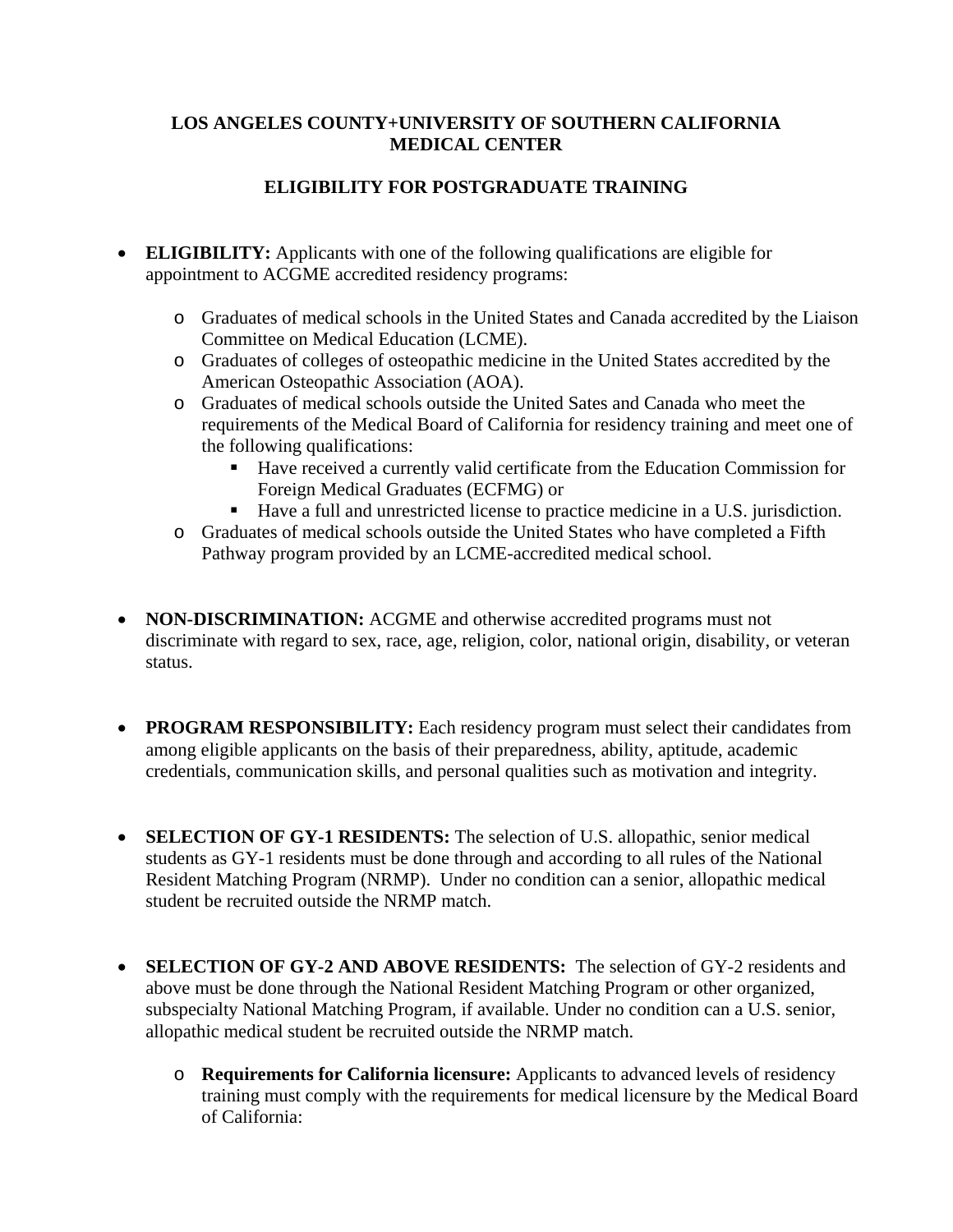# LOS ANGELES COUNTY+UNIVERSITY OF SOUTHERN CALIFORNIA MEDICAL CENTER

## ELIGIBILITY FOR POSTGRADUATE TRAINING

- **ELIGIBILITY:** Applicants with one of the following qualifications are eligible for appointment to ACGME accredited residency programs:
  - Graduates of medical schools in the United States and Canada accredited by the Liaison Committee on Medical Education (LCME).
  - Graduates of colleges of osteopathic medicine in the United States accredited by the American Osteopathic Association (AOA).
  - Graduates of medical schools outside the United Sates and Canada who meet the requirements of the Medical Board of California for residency training and meet one of the following qualifications:
    - Have received a currently valid certificate from the Education Commission for Foreign Medical Graduates (ECFMG) or
    - Have a full and unrestricted license to practice medicine in a U.S. jurisdiction.
  - Graduates of medical schools outside the United States who have completed a Fifth Pathway program provided by an LCME-accredited medical school.

- **NON-DISCRIMINATION:** ACGME and otherwise accredited programs must not discriminate with regard to sex, race, age, religion, color, national origin, disability, or veteran status.

- **PROGRAM RESPONSIBILITY:** Each residency program must select their candidates from among eligible applicants on the basis of their preparedness, ability, aptitude, academic credentials, communication skills, and personal qualities such as motivation and integrity.

- **SELECTION OF GY-1 RESIDENTS:** The selection of U.S. allopathic, senior medical students as GY-1 residents must be done through and according to all rules of the National Resident Matching Program (NRMP). Under no condition can a senior, allopathic medical student be recruited outside the NRMP match.

- **SELECTION OF GY-2 AND ABOVE RESIDENTS:** The selection of GY-2 residents and above must be done through the National Resident Matching Program or other organized, subspecialty National Matching Program, if available. Under no condition can a U.S. senior, allopathic medical student be recruited outside the NRMP match.
  - **Requirements for California licensure:** Applicants to advanced levels of residency training must comply with the requirements for medical licensure by the Medical Board of California: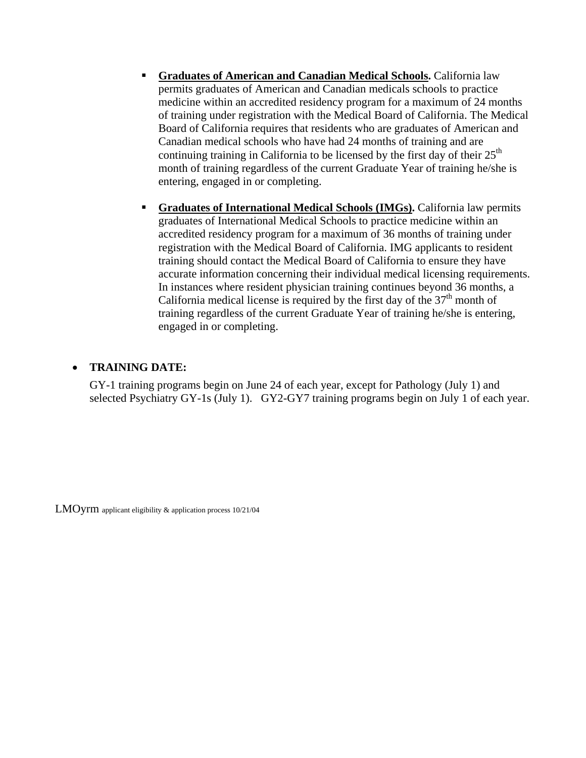- **Graduates of American and Canadian Medical Schools.** California law permits graduates of American and Canadian medicals schools to practice medicine within an accredited residency program for a maximum of 24 months of training under registration with the Medical Board of California. The Medical Board of California requires that residents who are graduates of American and Canadian medical schools who have had 24 months of training and are continuing training in California to be licensed by the first day of their 25th month of training regardless of the current Graduate Year of training he/she is entering, engaged in or completing.

- **Graduates of International Medical Schools (IMGs).** California law permits graduates of International Medical Schools to practice medicine within an accredited residency program for a maximum of 36 months of training under registration with the Medical Board of California. IMG applicants to resident training should contact the Medical Board of California to ensure they have accurate information concerning their individual medical licensing requirements. In instances where resident physician training continues beyond 36 months, a California medical license is required by the first day of the 37th month of training regardless of the current Graduate Year of training he/she is entering, engaged in or completing.

- **TRAINING DATE:**

  GY-1 training programs begin on June 24 of each year, except for Pathology (July 1) and selected Psychiatry GY-1s (July 1). GY2-GY7 training programs begin on July 1 of each year.

LMOyrm applicant eligibility & application process 10/21/04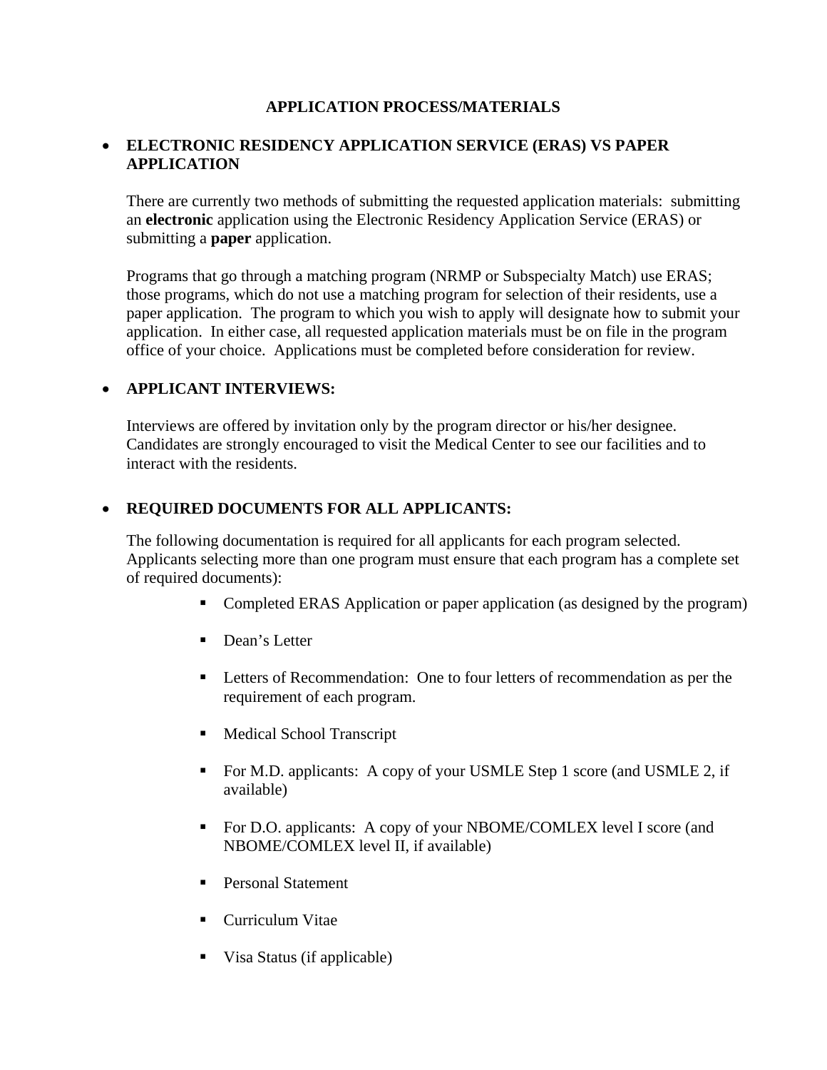# APPLICATION PROCESS/MATERIALS

- **ELECTRONIC RESIDENCY APPLICATION SERVICE (ERAS) VS PAPER APPLICATION**

  There are currently two methods of submitting the requested application materials: submitting an **electronic** application using the Electronic Residency Application Service (ERAS) or submitting a **paper** application.

  Programs that go through a matching program (NRMP or Subspecialty Match) use ERAS; those programs, which do not use a matching program for selection of their residents, use a paper application. The program to which you wish to apply will designate how to submit your application. In either case, all requested application materials must be on file in the program office of your choice. Applications must be completed before consideration for review.

- **APPLICANT INTERVIEWS:**

  Interviews are offered by invitation only by the program director or his/her designee. Candidates are strongly encouraged to visit the Medical Center to see our facilities and to interact with the residents.

- **REQUIRED DOCUMENTS FOR ALL APPLICANTS:**

  The following documentation is required for all applicants for each program selected. Applicants selecting more than one program must ensure that each program has a complete set of required documents):

  - Completed ERAS Application or paper application (as designed by the program)
  - Dean's Letter
  - Letters of Recommendation: One to four letters of recommendation as per the requirement of each program.
  - Medical School Transcript
  - For M.D. applicants: A copy of your USMLE Step 1 score (and USMLE 2, if available)
  - For D.O. applicants: A copy of your NBOME/COMLEX level I score (and NBOME/COMLEX level II, if available)
  - Personal Statement
  - Curriculum Vitae
  - Visa Status (if applicable)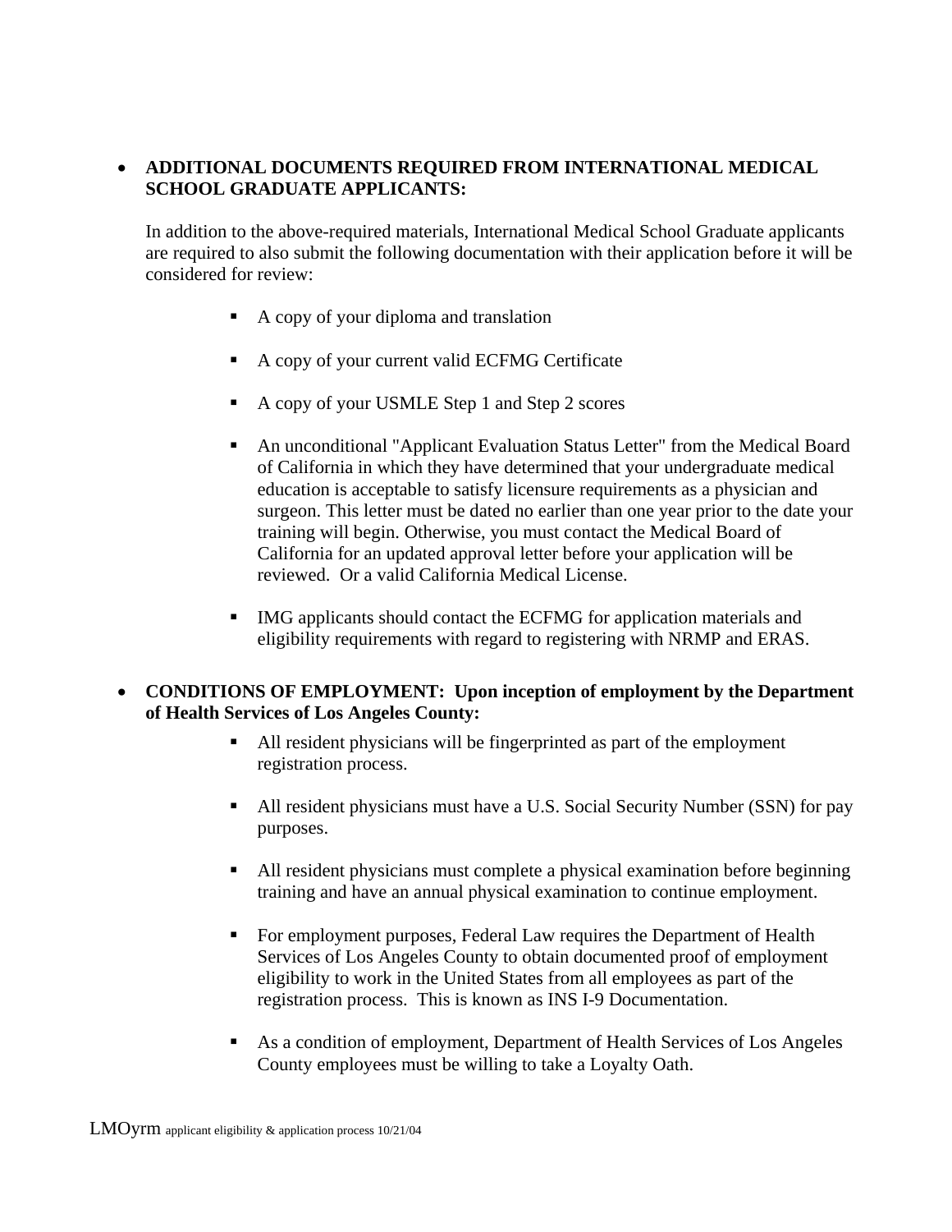- **ADDITIONAL DOCUMENTS REQUIRED FROM INTERNATIONAL MEDICAL SCHOOL GRADUATE APPLICANTS:**

  In addition to the above-required materials, International Medical School Graduate applicants are required to also submit the following documentation with their application before it will be considered for review:

  - A copy of your diploma and translation
  - A copy of your current valid ECFMG Certificate
  - A copy of your USMLE Step 1 and Step 2 scores
  - An unconditional "Applicant Evaluation Status Letter" from the Medical Board of California in which they have determined that your undergraduate medical education is acceptable to satisfy licensure requirements as a physician and surgeon. This letter must be dated no earlier than one year prior to the date your training will begin. Otherwise, you must contact the Medical Board of California for an updated approval letter before your application will be reviewed. Or a valid California Medical License.
  - IMG applicants should contact the ECFMG for application materials and eligibility requirements with regard to registering with NRMP and ERAS.

- **CONDITIONS OF EMPLOYMENT: Upon inception of employment by the Department of Health Services of Los Angeles County:**
  - All resident physicians will be fingerprinted as part of the employment registration process.
  - All resident physicians must have a U.S. Social Security Number (SSN) for pay purposes.
  - All resident physicians must complete a physical examination before beginning training and have an annual physical examination to continue employment.
  - For employment purposes, Federal Law requires the Department of Health Services of Los Angeles County to obtain documented proof of employment eligibility to work in the United States from all employees as part of the registration process. This is known as INS I-9 Documentation.
  - As a condition of employment, Department of Health Services of Los Angeles County employees must be willing to take a Loyalty Oath.